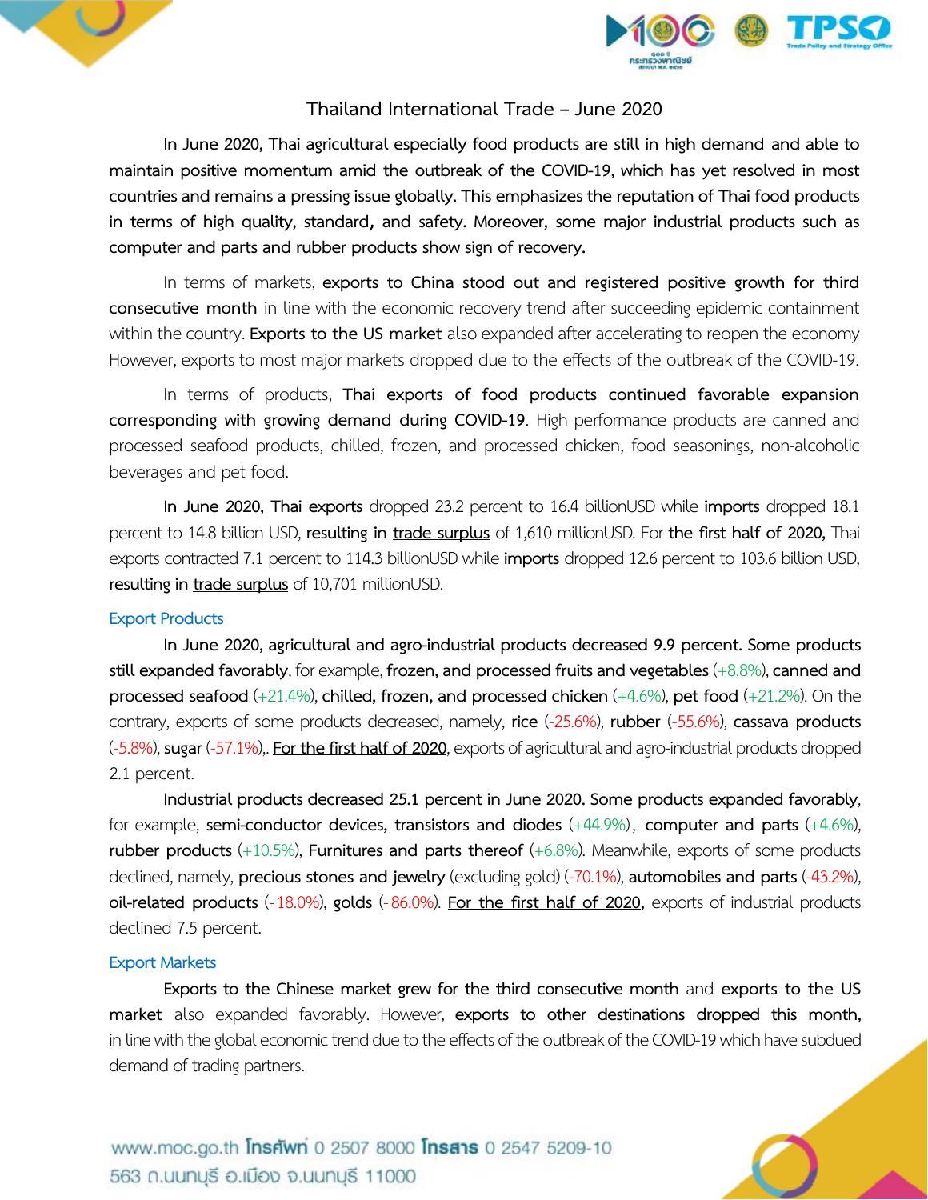# Thailand International Trade – June 2020

**In June 2020, Thai agricultural especially food products are still in high demand and able to maintain positive momentum amid the outbreak of the COVID-19, which has yet resolved in most countries and remains a pressing issue globally. This emphasizes the reputation of Thai food products in terms of high quality, standard, and safety. Moreover, some major industrial products such as computer and parts and rubber products show sign of recovery.**

In terms of markets, **exports to China stood out and registered positive growth for third consecutive month** in line with the economic recovery trend after succeeding epidemic containment within the country. **Exports to the US market** also expanded after accelerating to reopen the economy However, exports to most major markets dropped due to the effects of the outbreak of the COVID-19.

In terms of products, **Thai exports of food products continued favorable expansion corresponding with growing demand during COVID-19**. High performance products are canned and processed seafood products, chilled, frozen, and processed chicken, food seasonings, non-alcoholic beverages and pet food.

**In June 2020, Thai exports** dropped 23.2 percent to 16.4 billionUSD while **imports** dropped 18.1 percent to 14.8 billion USD, **resulting in** <u>**trade surplus**</u> of 1,610 millionUSD. For **the first half of 2020,** Thai exports contracted 7.1 percent to 114.3 billionUSD while **imports** dropped 12.6 percent to 103.6 billion USD, **resulting in** <u>**trade surplus**</u> of 10,701 millionUSD.

## Export Products

**In June 2020, agricultural and agro-industrial products decreased 9.9 percent. Some products still expanded favorably**, for example, **frozen, and processed fruits and vegetables** (+8.8%), **canned and processed seafood** (+21.4%), **chilled, frozen, and processed chicken** (+4.6%), **pet food** (+21.2%). On the contrary, exports of some products decreased, namely, **rice** (-25.6%), **rubber** (-55.6%), **cassava products** (-5.8%), **sugar** (-57.1%),. <u>For the first half of 2020</u>, exports of agricultural and agro-industrial products dropped 2.1 percent.

**Industrial products decreased 25.1 percent in June 2020. Some products expanded favorably**, for example, **semi-conductor devices, transistors and diodes** (+44.9%), **computer and parts** (+4.6%), **rubber products** (+10.5%), **Furnitures and parts thereof** (+6.8%). Meanwhile, exports of some products declined, namely, **precious stones and jewelry** (excluding gold) (-70.1%), **automobiles and parts** (-43.2%), **oil-related products** (-18.0%), **golds** (-86.0%). <u>For the first half of 2020,</u> exports of industrial products declined 7.5 percent.

## Export Markets

**Exports to the Chinese market grew for the third consecutive month** and **exports to the US market** also expanded favorably. However, **exports to other destinations dropped this month,** in line with the global economic trend due to the effects of the outbreak of the COVID-19 which have subdued demand of trading partners.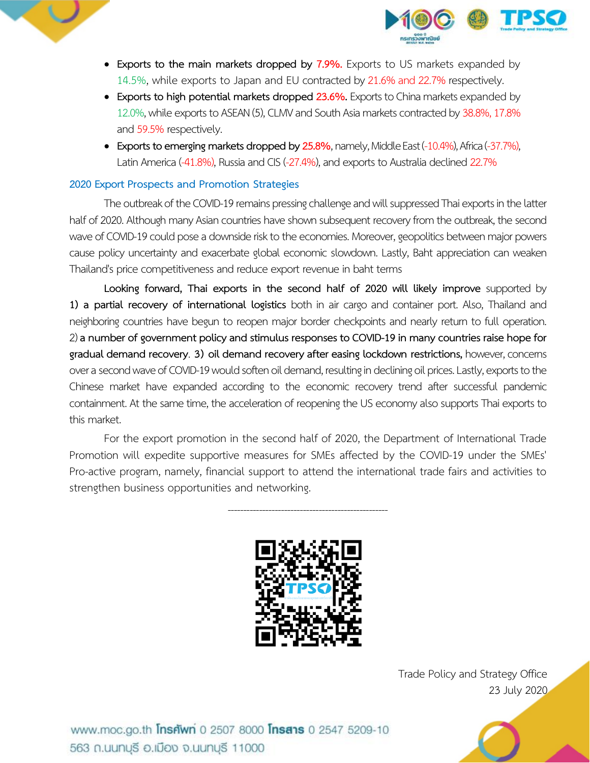- **Exports to the main markets dropped by 7.9%.** Exports to US markets expanded by 14.5%, while exports to Japan and EU contracted by 21.6% and 22.7% respectively.
- **Exports to high potential markets dropped 23.6%.** Exports to China markets expanded by 12.0%, while exports to ASEAN (5), CLMV and South Asia markets contracted by 38.8%, 17.8% and 59.5% respectively.
- **Exports to emerging markets dropped by 25.8%**, namely, Middle East (-10.4%), Africa (-37.7%), Latin America (-41.8%), Russia and CIS (-27.4%), and exports to Australia declined 22.7%

## 2020 Export Prospects and Promotion Strategies

The outbreak of the COVID-19 remains pressing challenge and will suppressed Thai exports in the latter half of 2020. Although many Asian countries have shown subsequent recovery from the outbreak, the second wave of COVID-19 could pose a downside risk to the economies. Moreover, geopolitics between major powers cause policy uncertainty and exacerbate global economic slowdown. Lastly, Baht appreciation can weaken Thailand's price competitiveness and reduce export revenue in baht terms

**Looking forward, Thai exports in the second half of 2020 will likely improve** supported by **1) a partial recovery of international logistics** both in air cargo and container port. Also, Thailand and neighboring countries have begun to reopen major border checkpoints and nearly return to full operation. 2) **a number of government policy and stimulus responses to COVID-19 in many countries raise hope for gradual demand recovery**. **3) oil demand recovery after easing lockdown restrictions,** however, concerns over a second wave of COVID-19 would soften oil demand, resulting in declining oil prices. Lastly, exports to the Chinese market have expanded according to the economic recovery trend after successful pandemic containment. At the same time, the acceleration of reopening the US economy also supports Thai exports to this market.

For the export promotion in the second half of 2020, the Department of International Trade Promotion will expedite supportive measures for SMEs affected by the COVID-19 under the SMEs' Pro-active program, namely, financial support to attend the international trade fairs and activities to strengthen business opportunities and networking.

---

Trade Policy and Strategy Office
23 July 2020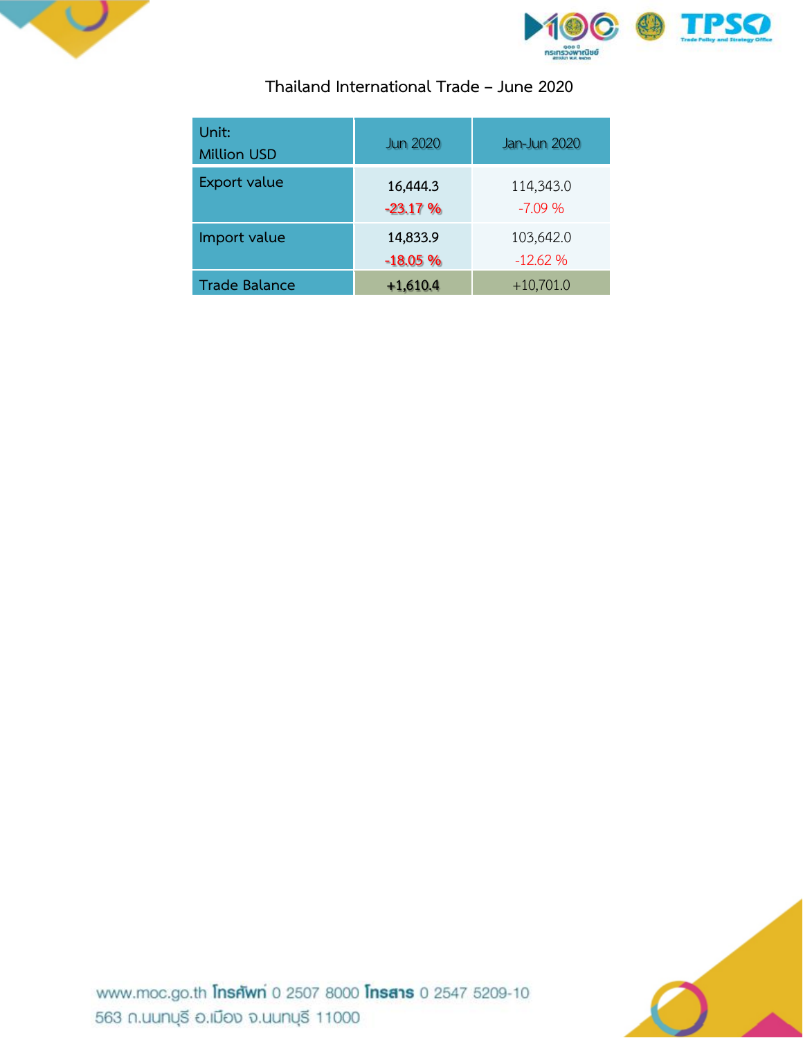Thailand International Trade – June 2020

| Unit: Million USD | Jun 2020 | Jan-Jun 2020 |
|---|---|---|
| Export value | 16,444.3<br>-23.17 % | 114,343.0<br>-7.09 % |
| Import value | 14,833.9<br>-18.05 % | 103,642.0<br>-12.62 % |
| Trade Balance | +1,610.4 | +10,701.0 |